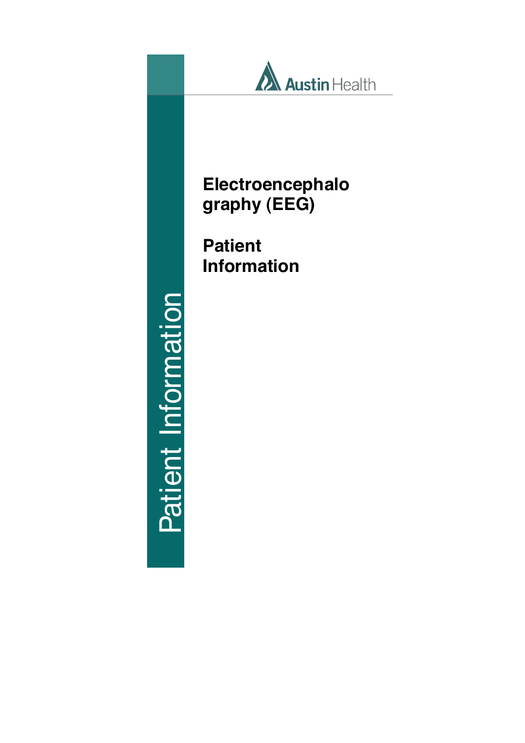Austin Health

# Electroencephalography (EEG)

# Patient Information

Patient Information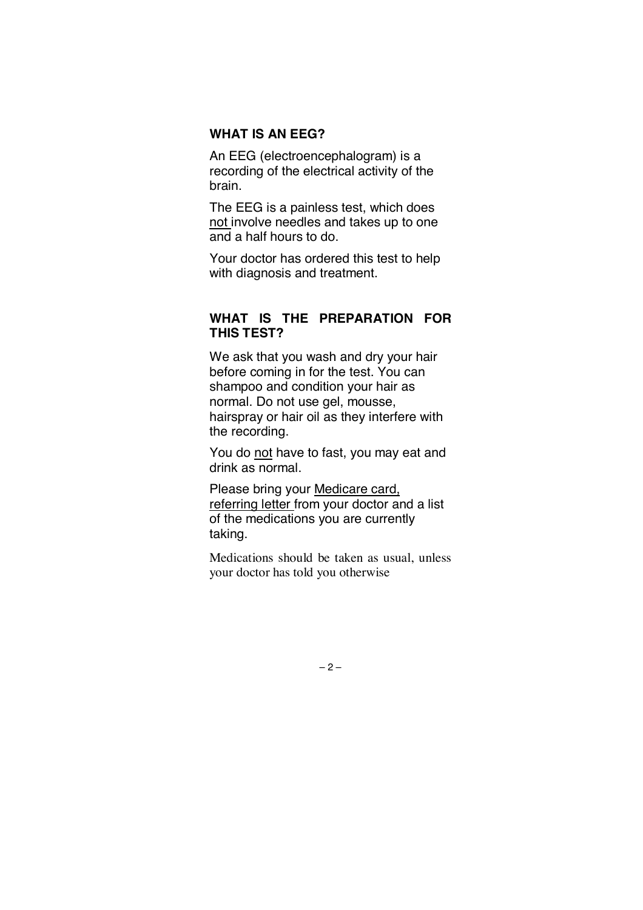## WHAT IS AN EEG?

An EEG (electroencephalogram) is a recording of the electrical activity of the brain.

The EEG is a painless test, which does not involve needles and takes up to one and a half hours to do.

Your doctor has ordered this test to help with diagnosis and treatment.

## WHAT IS THE PREPARATION FOR THIS TEST?

We ask that you wash and dry your hair before coming in for the test. You can shampoo and condition your hair as normal. Do not use gel, mousse, hairspray or hair oil as they interfere with the recording.

You do not have to fast, you may eat and drink as normal.

Please bring your Medicare card, referring letter from your doctor and a list of the medications you are currently taking.

Medications should be taken as usual, unless your doctor has told you otherwise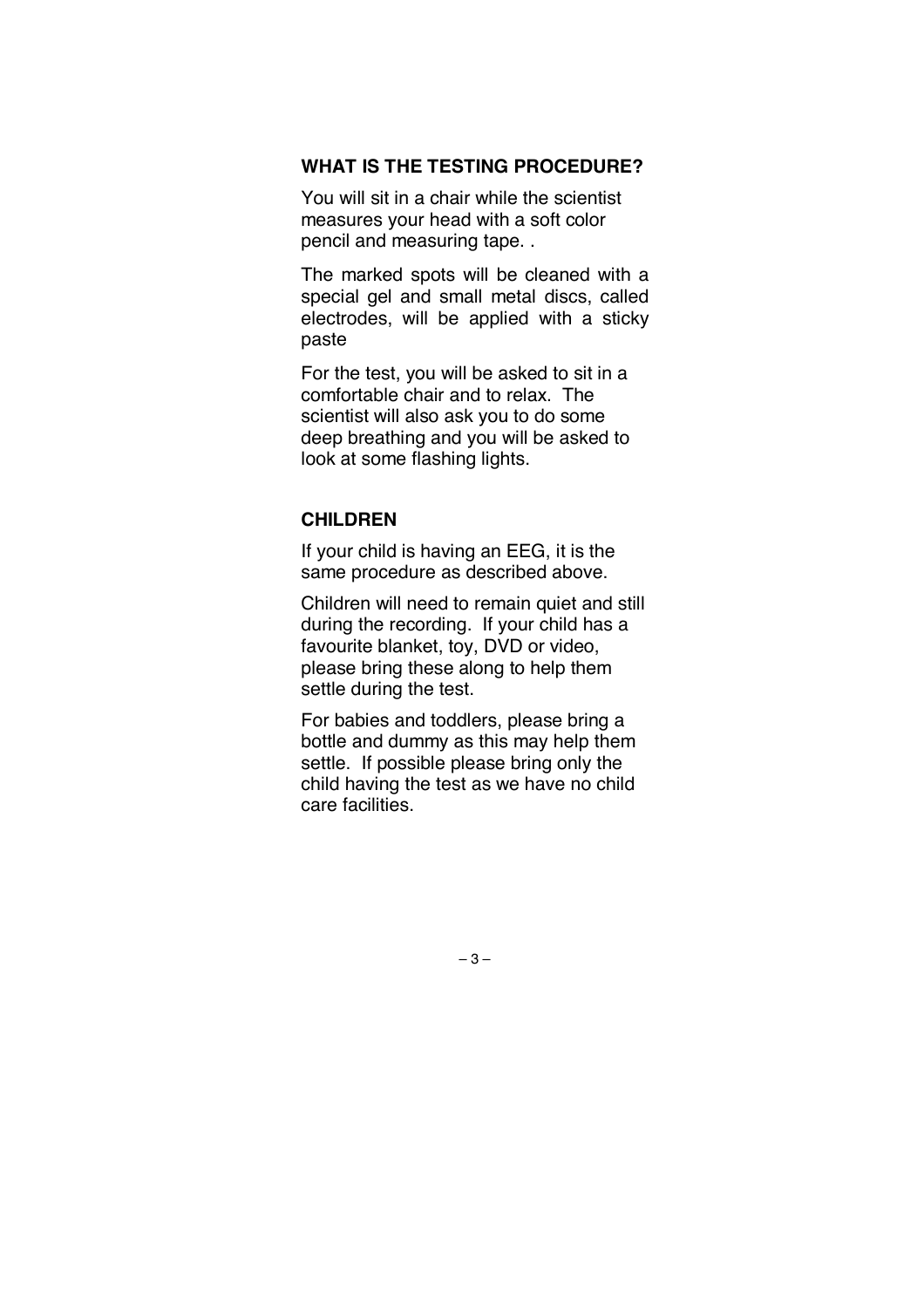## WHAT IS THE TESTING PROCEDURE?

You will sit in a chair while the scientist measures your head with a soft color pencil and measuring tape. .

The marked spots will be cleaned with a special gel and small metal discs, called electrodes, will be applied with a sticky paste

For the test, you will be asked to sit in a comfortable chair and to relax. The scientist will also ask you to do some deep breathing and you will be asked to look at some flashing lights.

## CHILDREN

If your child is having an EEG, it is the same procedure as described above.

Children will need to remain quiet and still during the recording. If your child has a favourite blanket, toy, DVD or video, please bring these along to help them settle during the test.

For babies and toddlers, please bring a bottle and dummy as this may help them settle. If possible please bring only the child having the test as we have no child care facilities.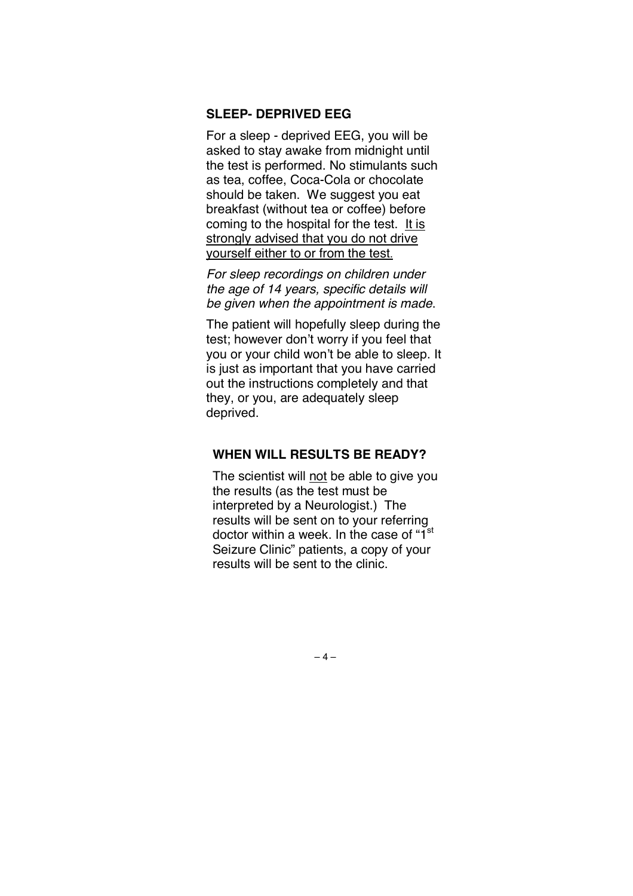## SLEEP- DEPRIVED EEG

For a sleep - deprived EEG, you will be asked to stay awake from midnight until the test is performed. No stimulants such as tea, coffee, Coca-Cola or chocolate should be taken. We suggest you eat breakfast (without tea or coffee) before coming to the hospital for the test. <u>It is strongly advised that you do not drive yourself either to or from the test.</u>

*For sleep recordings on children under the age of 14 years, specific details will be given when the appointment is made.*

The patient will hopefully sleep during the test; however don't worry if you feel that you or your child won't be able to sleep. It is just as important that you have carried out the instructions completely and that they, or you, are adequately sleep deprived.

## WHEN WILL RESULTS BE READY?

The scientist will <u>not</u> be able to give you the results (as the test must be interpreted by a Neurologist.) The results will be sent on to your referring doctor within a week. In the case of "1st Seizure Clinic" patients, a copy of your results will be sent to the clinic.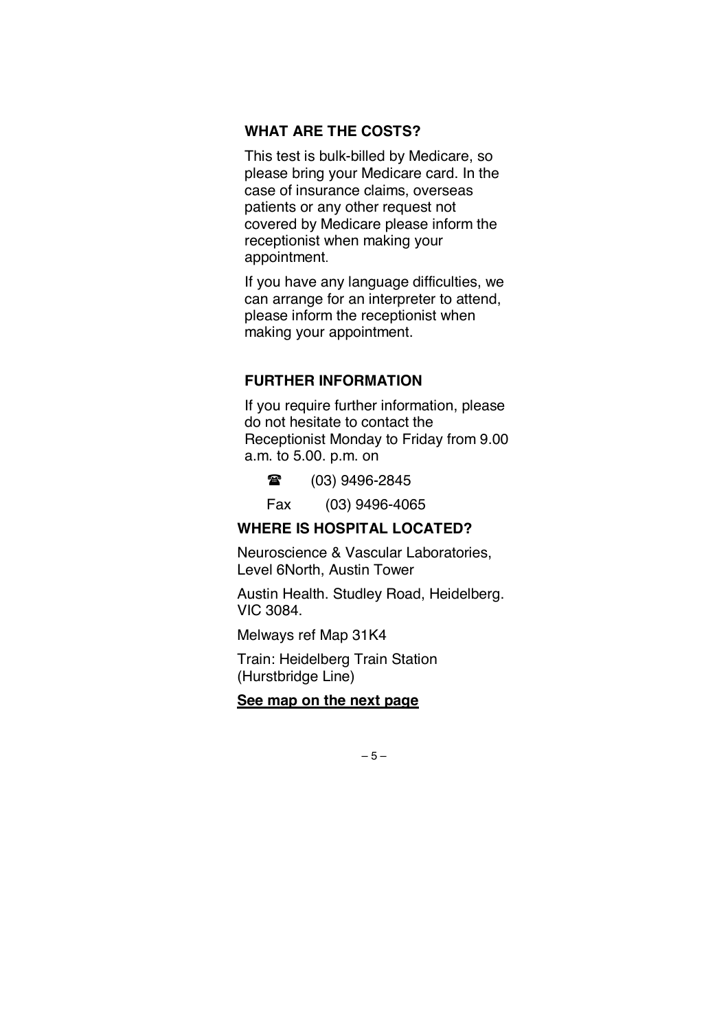## WHAT ARE THE COSTS?

This test is bulk-billed by Medicare, so please bring your Medicare card. In the case of insurance claims, overseas patients or any other request not covered by Medicare please inform the receptionist when making your appointment.

If you have any language difficulties, we can arrange for an interpreter to attend, please inform the receptionist when making your appointment.

## FURTHER INFORMATION

If you require further information, please do not hesitate to contact the Receptionist Monday to Friday from 9.00 a.m. to 5.00. p.m. on

☎ (03) 9496-2845

Fax (03) 9496-4065

## WHERE IS HOSPITAL LOCATED?

Neuroscience & Vascular Laboratories, Level 6North, Austin Tower

Austin Health. Studley Road, Heidelberg. VIC 3084.

Melways ref Map 31K4

Train: Heidelberg Train Station (Hurstbridge Line)

**See map on the next page**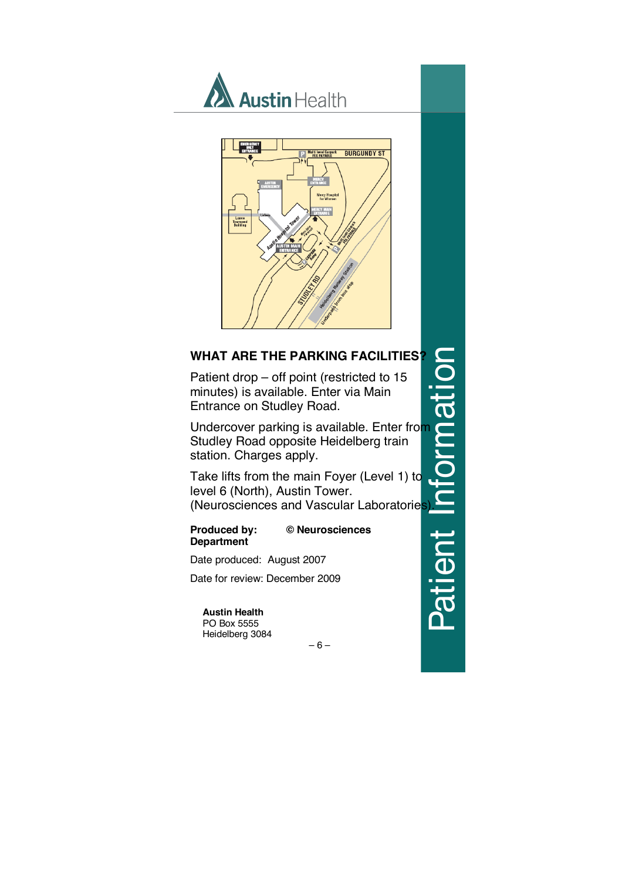Austin Health

Patient Information

## WHAT ARE THE PARKING FACILITIES?

Patient drop – off point (restricted to 15 minutes) is available. Enter via Main Entrance on Studley Road.

Undercover parking is available. Enter from Studley Road opposite Heidelberg train station. Charges apply.

Take lifts from the main Foyer (Level 1) to level 6 (North), Austin Tower. (Neurosciences and Vascular Laboratories).

**Produced by:** **© Neurosciences Department**

Date produced: August 2007

Date for review: December 2009

**Austin Health**
PO Box 5555
Heidelberg 3084